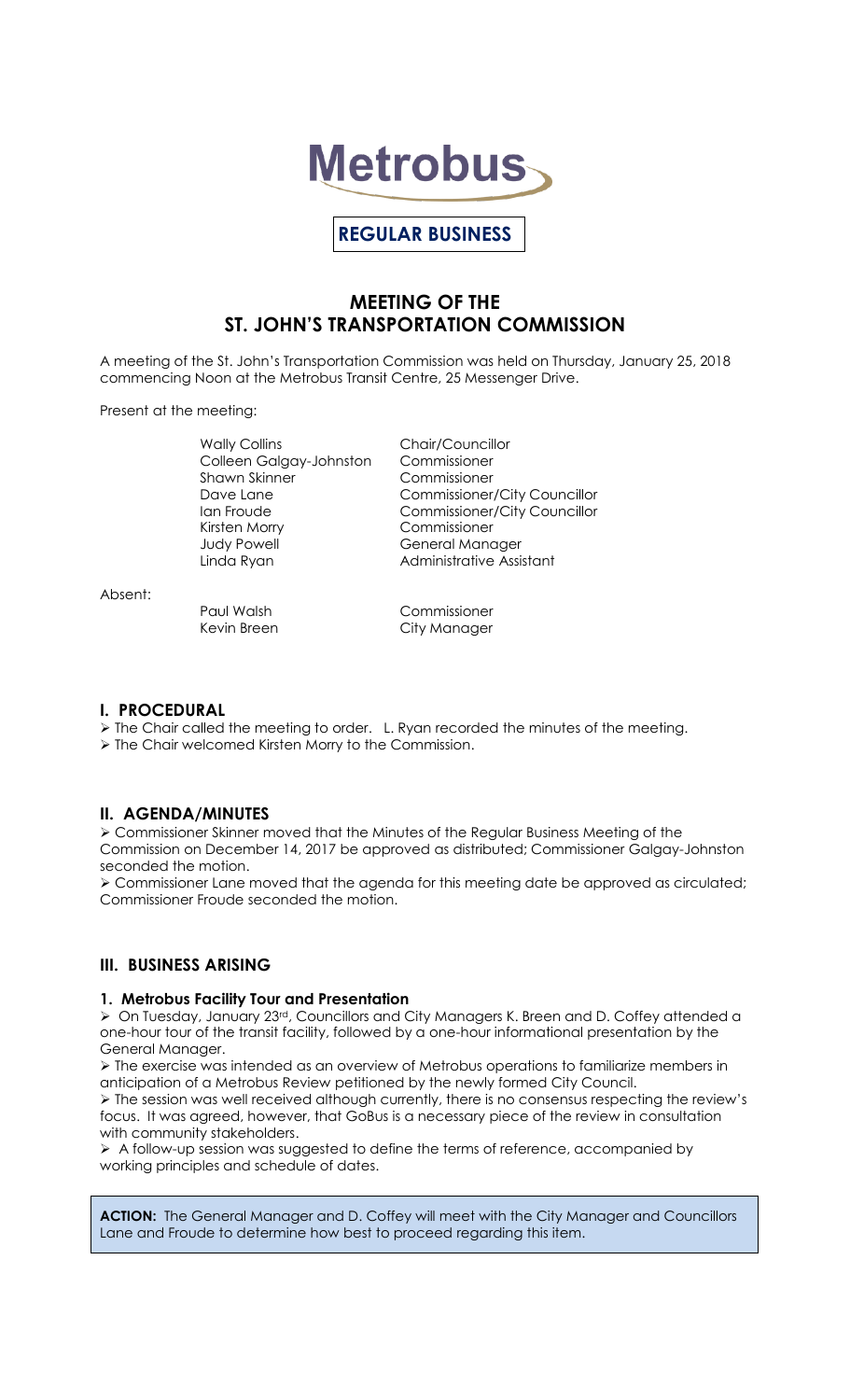Metrobus

**REGULAR BUSINESS**

# MEETING OF THE ST. JOHN'S TRANSPORTATION COMMISSION

A meeting of the St. John's Transportation Commission was held on Thursday, January 25, 2018 commencing Noon at the Metrobus Transit Centre, 25 Messenger Drive.

Present at the meeting:

| | |
|---|---|
| Wally Collins | Chair/Councillor |
| Colleen Galgay-Johnston | Commissioner |
| Shawn Skinner | Commissioner |
| Dave Lane | Commissioner/City Councillor |
| Ian Froude | Commissioner/City Councillor |
| Kirsten Morry | Commissioner |
| Judy Powell | General Manager |
| Linda Ryan | Administrative Assistant |

Absent:

| | |
|---|---|
| Paul Walsh | Commissioner |
| Kevin Breen | City Manager |

## I. PROCEDURAL

- The Chair called the meeting to order. L. Ryan recorded the minutes of the meeting.
- The Chair welcomed Kirsten Morry to the Commission.

## II. AGENDA/MINUTES

- Commissioner Skinner moved that the Minutes of the Regular Business Meeting of the Commission on December 14, 2017 be approved as distributed; Commissioner Galgay-Johnston seconded the motion.
- Commissioner Lane moved that the agenda for this meeting date be approved as circulated; Commissioner Froude seconded the motion.

## III. BUSINESS ARISING

### 1. Metrobus Facility Tour and Presentation

- On Tuesday, January 23rd, Councillors and City Managers K. Breen and D. Coffey attended a one-hour tour of the transit facility, followed by a one-hour informational presentation by the General Manager.
- The exercise was intended as an overview of Metrobus operations to familiarize members in anticipation of a Metrobus Review petitioned by the newly formed City Council.
- The session was well received although currently, there is no consensus respecting the review's focus. It was agreed, however, that GoBus is a necessary piece of the review in consultation with community stakeholders.
- A follow-up session was suggested to define the terms of reference, accompanied by working principles and schedule of dates.

**ACTION:** The General Manager and D. Coffey will meet with the City Manager and Councillors Lane and Froude to determine how best to proceed regarding this item.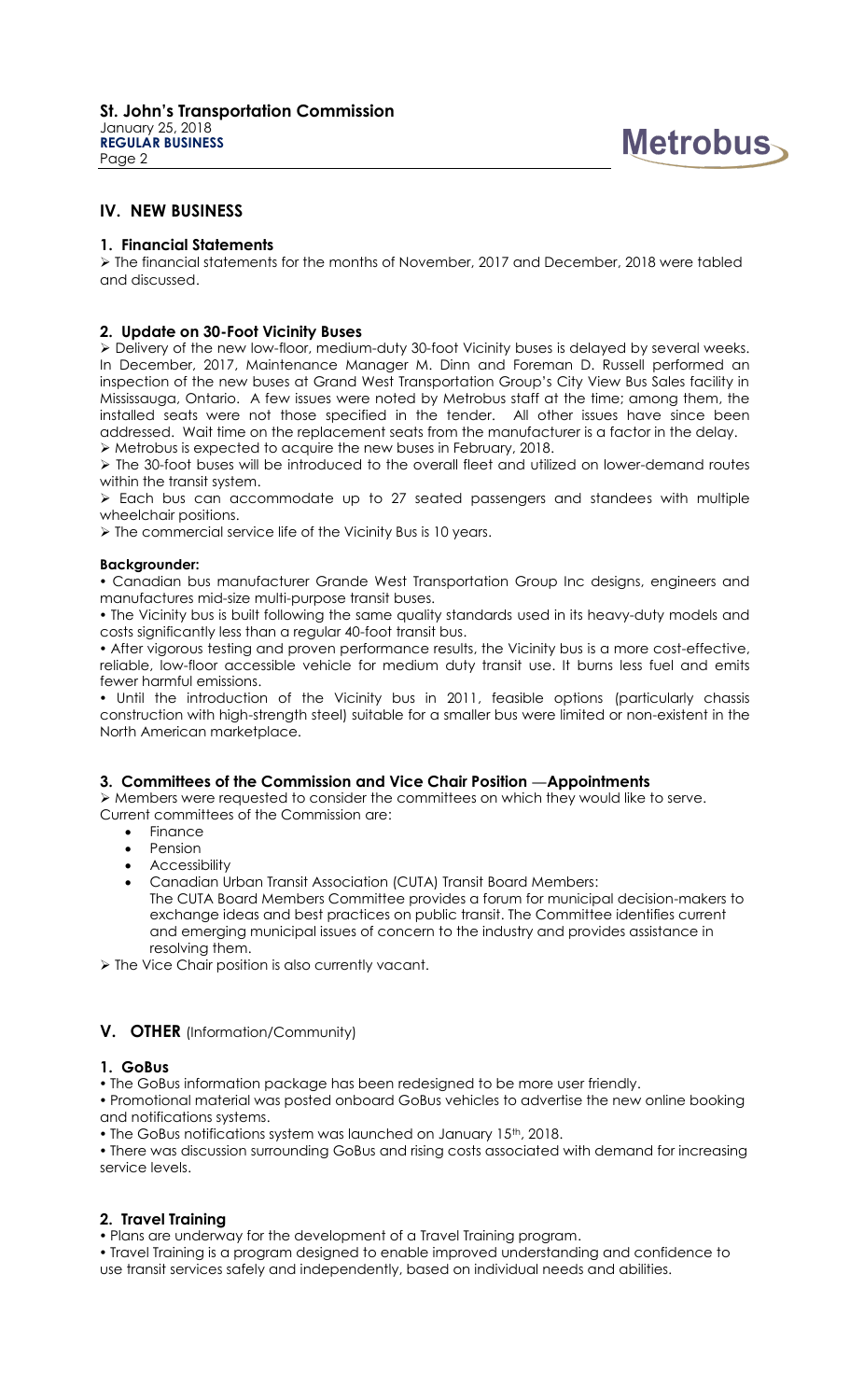## IV. NEW BUSINESS

### 1. Financial Statements

➢ The financial statements for the months of November, 2017 and December, 2018 were tabled and discussed.

### 2. Update on 30-Foot Vicinity Buses

➢ Delivery of the new low-floor, medium-duty 30-foot Vicinity buses is delayed by several weeks. In December, 2017, Maintenance Manager M. Dinn and Foreman D. Russell performed an inspection of the new buses at Grand West Transportation Group's City View Bus Sales facility in Mississauga, Ontario. A few issues were noted by Metrobus staff at the time; among them, the installed seats were not those specified in the tender. All other issues have since been addressed. Wait time on the replacement seats from the manufacturer is a factor in the delay.

➢ Metrobus is expected to acquire the new buses in February, 2018.

➢ The 30-foot buses will be introduced to the overall fleet and utilized on lower-demand routes within the transit system.

➢ Each bus can accommodate up to 27 seated passengers and standees with multiple wheelchair positions.

➢ The commercial service life of the Vicinity Bus is 10 years.

**Backgrounder:**

- Canadian bus manufacturer Grande West Transportation Group Inc designs, engineers and manufactures mid-size multi-purpose transit buses.
- The Vicinity bus is built following the same quality standards used in its heavy-duty models and costs significantly less than a regular 40-foot transit bus.
- After vigorous testing and proven performance results, the Vicinity bus is a more cost-effective, reliable, low-floor accessible vehicle for medium duty transit use. It burns less fuel and emits fewer harmful emissions.
- Until the introduction of the Vicinity bus in 2011, feasible options (particularly chassis construction with high-strength steel) suitable for a smaller bus were limited or non-existent in the North American marketplace.

### 3. Committees of the Commission and Vice Chair Position —Appointments

➢ Members were requested to consider the committees on which they would like to serve. Current committees of the Commission are:

- Finance
- Pension
- Accessibility
- Canadian Urban Transit Association (CUTA) Transit Board Members:
  The CUTA Board Members Committee provides a forum for municipal decision-makers to exchange ideas and best practices on public transit. The Committee identifies current and emerging municipal issues of concern to the industry and provides assistance in resolving them.

➢ The Vice Chair position is also currently vacant.

## V. OTHER (Information/Community)

### 1. GoBus

- The GoBus information package has been redesigned to be more user friendly.
- Promotional material was posted onboard GoBus vehicles to advertise the new online booking and notifications systems.
- The GoBus notifications system was launched on January 15th, 2018.
- There was discussion surrounding GoBus and rising costs associated with demand for increasing service levels.

### 2. Travel Training

- Plans are underway for the development of a Travel Training program.
- Travel Training is a program designed to enable improved understanding and confidence to use transit services safely and independently, based on individual needs and abilities.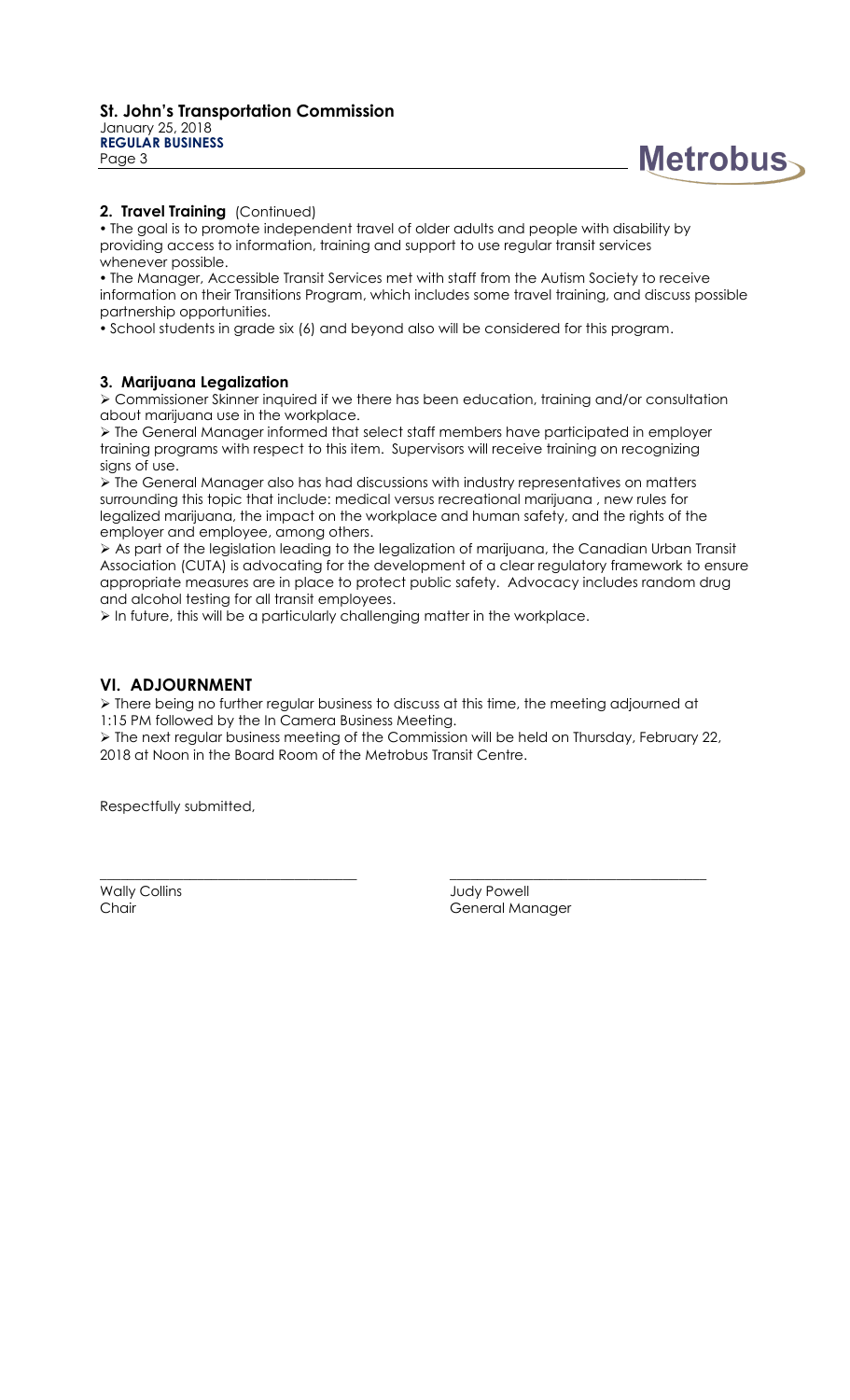**2. Travel Training** (Continued)

• The goal is to promote independent travel of older adults and people with disability by providing access to information, training and support to use regular transit services whenever possible.

• The Manager, Accessible Transit Services met with staff from the Autism Society to receive information on their Transitions Program, which includes some travel training, and discuss possible partnership opportunities.

• School students in grade six (6) and beyond also will be considered for this program.

**3. Marijuana Legalization**

➢ Commissioner Skinner inquired if we there has been education, training and/or consultation about marijuana use in the workplace.

➢ The General Manager informed that select staff members have participated in employer training programs with respect to this item. Supervisors will receive training on recognizing signs of use.

➢ The General Manager also has had discussions with industry representatives on matters surrounding this topic that include: medical versus recreational marijuana , new rules for legalized marijuana, the impact on the workplace and human safety, and the rights of the employer and employee, among others.

➢ As part of the legislation leading to the legalization of marijuana, the Canadian Urban Transit Association (CUTA) is advocating for the development of a clear regulatory framework to ensure appropriate measures are in place to protect public safety. Advocacy includes random drug and alcohol testing for all transit employees.

➢ In future, this will be a particularly challenging matter in the workplace.

## VI. ADJOURNMENT

➢ There being no further regular business to discuss at this time, the meeting adjourned at 1:15 PM followed by the In Camera Business Meeting.

➢ The next regular business meeting of the Commission will be held on Thursday, February 22, 2018 at Noon in the Board Room of the Metrobus Transit Centre.

Respectfully submitted,

\_\_\_\_\_\_\_\_\_\_\_\_\_\_\_\_\_\_\_\_\_\_\_\_\_\_\_\_\_\_\_\_\_\_ \_\_\_\_\_\_\_\_\_\_\_\_\_\_\_\_\_\_\_\_\_\_\_\_\_\_\_\_\_\_\_\_\_\_

Wally Collins, Chair

Judy Powell, General Manager